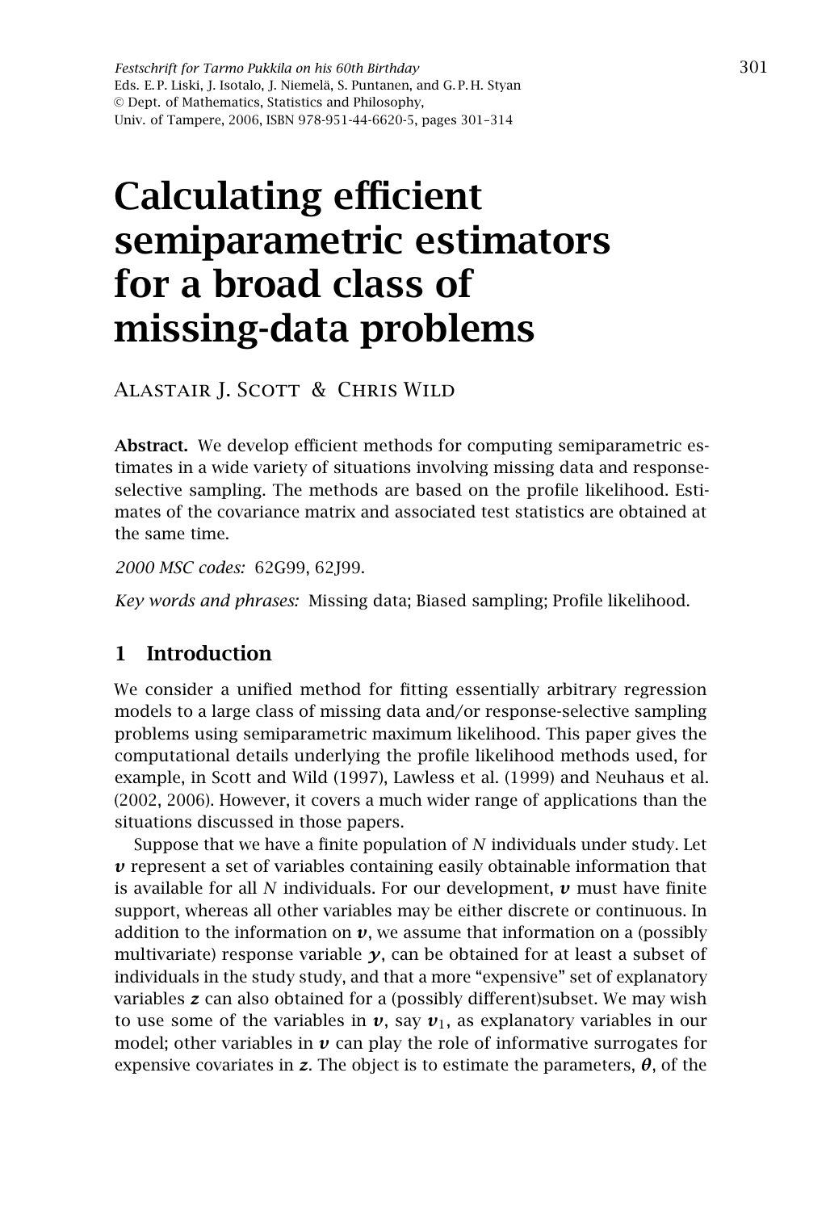*Festschrift for Tarmo Pukkila on his 60th Birthday*
Eds. E. P. Liski, J. Isotalo, J. Niemelä, S. Puntanen, and G. P. H. Styan
© Dept. of Mathematics, Statistics and Philosophy,
Univ. of Tampere, 2006, ISBN 978-951-44-6620-5, pages 301–314

# Calculating efficient semiparametric estimators for a broad class of missing-data problems

Alastair J. Scott & Chris Wild

**Abstract.** We develop efficient methods for computing semiparametric estimates in a wide variety of situations involving missing data and response-selective sampling. The methods are based on the profile likelihood. Estimates of the covariance matrix and associated test statistics are obtained at the same time.

*2000 MSC codes:* 62G99, 62J99.

*Key words and phrases:* Missing data; Biased sampling; Profile likelihood.

## 1 Introduction

We consider a unified method for fitting essentially arbitrary regression models to a large class of missing data and/or response-selective sampling problems using semiparametric maximum likelihood. This paper gives the computational details underlying the profile likelihood methods used, for example, in Scott and Wild (1997), Lawless et al. (1999) and Neuhaus et al. (2002, 2006). However, it covers a much wider range of applications than the situations discussed in those papers.

Suppose that we have a finite population of $N$ individuals under study. Let $\boldsymbol{v}$ represent a set of variables containing easily obtainable information that is available for all $N$ individuals. For our development, $\boldsymbol{v}$ must have finite support, whereas all other variables may be either discrete or continuous. In addition to the information on $\boldsymbol{v}$, we assume that information on a (possibly multivariate) response variable $\boldsymbol{y}$, can be obtained for at least a subset of individuals in the study study, and that a more "expensive" set of explanatory variables $\boldsymbol{z}$ can also obtained for a (possibly different)subset. We may wish to use some of the variables in $\boldsymbol{v}$, say $\boldsymbol{v}_1$, as explanatory variables in our model; other variables in $\boldsymbol{v}$ can play the role of informative surrogates for expensive covariates in $\boldsymbol{z}$. The object is to estimate the parameters, $\boldsymbol{\theta}$, of the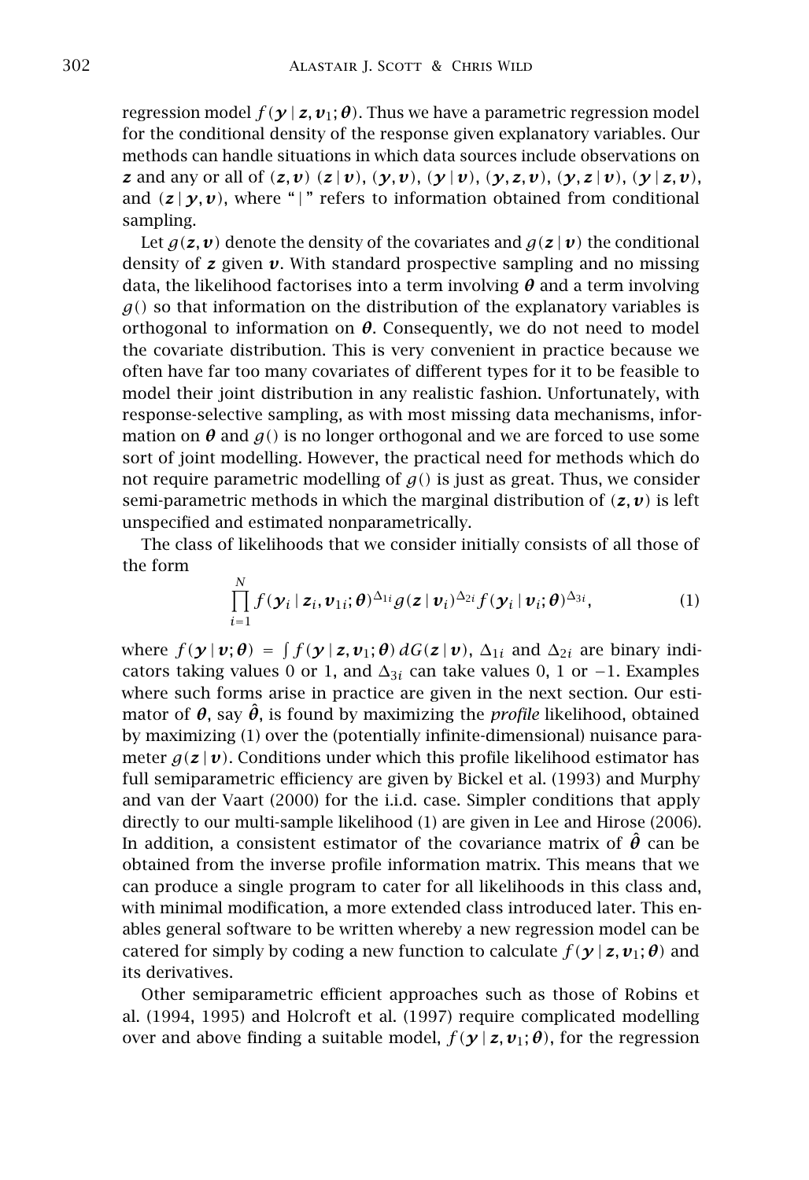regression model $f(\boldsymbol{y} \mid \boldsymbol{z}, \boldsymbol{v}_1; \boldsymbol{\theta})$. Thus we have a parametric regression model for the conditional density of the response given explanatory variables. Our methods can handle situations in which data sources include observations on $\boldsymbol{z}$ and any or all of $(\boldsymbol{z}, \boldsymbol{v})$ $(\boldsymbol{z} \mid \boldsymbol{v})$, $(\boldsymbol{y}, \boldsymbol{v})$, $(\boldsymbol{y} \mid \boldsymbol{v})$, $(\boldsymbol{y}, \boldsymbol{z}, \boldsymbol{v})$, $(\boldsymbol{y}, \boldsymbol{z} \mid \boldsymbol{v})$, $(\boldsymbol{y} \mid \boldsymbol{z}, \boldsymbol{v})$, and $(\boldsymbol{z} \mid \boldsymbol{y}, \boldsymbol{v})$, where "$\mid$" refers to information obtained from conditional sampling.

Let $g(\boldsymbol{z}, \boldsymbol{v})$ denote the density of the covariates and $g(\boldsymbol{z} \mid \boldsymbol{v})$ the conditional density of $\boldsymbol{z}$ given $\boldsymbol{v}$. With standard prospective sampling and no missing data, the likelihood factorises into a term involving $\boldsymbol{\theta}$ and a term involving $g()$ so that information on the distribution of the explanatory variables is orthogonal to information on $\boldsymbol{\theta}$. Consequently, we do not need to model the covariate distribution. This is very convenient in practice because we often have far too many covariates of different types for it to be feasible to model their joint distribution in any realistic fashion. Unfortunately, with response-selective sampling, as with most missing data mechanisms, information on $\boldsymbol{\theta}$ and $g()$ is no longer orthogonal and we are forced to use some sort of joint modelling. However, the practical need for methods which do not require parametric modelling of $g()$ is just as great. Thus, we consider semi-parametric methods in which the marginal distribution of $(\boldsymbol{z}, \boldsymbol{v})$ is left unspecified and estimated nonparametrically.

The class of likelihoods that we consider initially consists of all those of the form

$$\prod_{i=1}^{N} f(\boldsymbol{y}_i \mid \boldsymbol{z}_i, \boldsymbol{v}_{1i}; \boldsymbol{\theta})^{\Delta_{1i}} g(\boldsymbol{z} \mid \boldsymbol{v}_i)^{\Delta_{2i}} f(\boldsymbol{y}_i \mid \boldsymbol{v}_i; \boldsymbol{\theta})^{\Delta_{3i}}, \tag{1}$$

where $f(\boldsymbol{y} \mid \boldsymbol{v}; \boldsymbol{\theta}) = \int f(\boldsymbol{y} \mid \boldsymbol{z}, \boldsymbol{v}_1; \boldsymbol{\theta})\, dG(\boldsymbol{z} \mid \boldsymbol{v})$, $\Delta_{1i}$ and $\Delta_{2i}$ are binary indicators taking values 0 or 1, and $\Delta_{3i}$ can take values 0, 1 or $-1$. Examples where such forms arise in practice are given in the next section. Our estimator of $\boldsymbol{\theta}$, say $\hat{\boldsymbol{\theta}}$, is found by maximizing the *profile* likelihood, obtained by maximizing (1) over the (potentially infinite-dimensional) nuisance parameter $g(\boldsymbol{z} \mid \boldsymbol{v})$. Conditions under which this profile likelihood estimator has full semiparametric efficiency are given by Bickel et al. (1993) and Murphy and van der Vaart (2000) for the i.i.d. case. Simpler conditions that apply directly to our multi-sample likelihood (1) are given in Lee and Hirose (2006). In addition, a consistent estimator of the covariance matrix of $\hat{\boldsymbol{\theta}}$ can be obtained from the inverse profile information matrix. This means that we can produce a single program to cater for all likelihoods in this class and, with minimal modification, a more extended class introduced later. This enables general software to be written whereby a new regression model can be catered for simply by coding a new function to calculate $f(\boldsymbol{y} \mid \boldsymbol{z}, \boldsymbol{v}_1; \boldsymbol{\theta})$ and its derivatives.

Other semiparametric efficient approaches such as those of Robins et al. (1994, 1995) and Holcroft et al. (1997) require complicated modelling over and above finding a suitable model, $f(\boldsymbol{y} \mid \boldsymbol{z}, \boldsymbol{v}_1; \boldsymbol{\theta})$, for the regression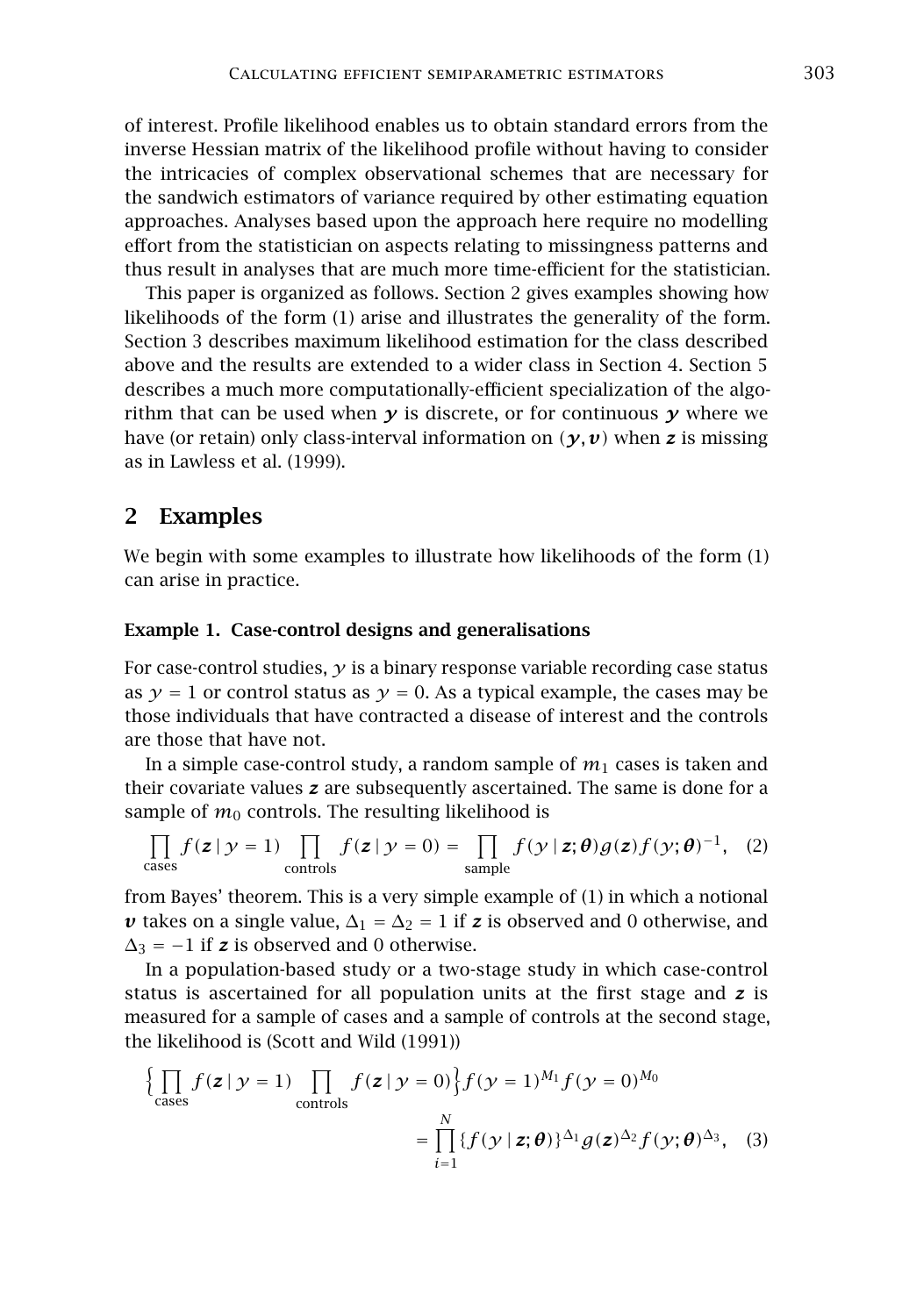of interest. Profile likelihood enables us to obtain standard errors from the inverse Hessian matrix of the likelihood profile without having to consider the intricacies of complex observational schemes that are necessary for the sandwich estimators of variance required by other estimating equation approaches. Analyses based upon the approach here require no modelling effort from the statistician on aspects relating to missingness patterns and thus result in analyses that are much more time-efficient for the statistician.

This paper is organized as follows. Section 2 gives examples showing how likelihoods of the form (1) arise and illustrates the generality of the form. Section 3 describes maximum likelihood estimation for the class described above and the results are extended to a wider class in Section 4. Section 5 describes a much more computationally-efficient specialization of the algorithm that can be used when $\boldsymbol{y}$ is discrete, or for continuous $\boldsymbol{y}$ where we have (or retain) only class-interval information on $(\boldsymbol{y}, \boldsymbol{v})$ when $\boldsymbol{z}$ is missing as in Lawless et al. (1999).

## 2 Examples

We begin with some examples to illustrate how likelihoods of the form (1) can arise in practice.

#### Example 1. Case-control designs and generalisations

For case-control studies, $y$ is a binary response variable recording case status as $y = 1$ or control status as $y = 0$. As a typical example, the cases may be those individuals that have contracted a disease of interest and the controls are those that have not.

In a simple case-control study, a random sample of $m_1$ cases is taken and their covariate values $\boldsymbol{z}$ are subsequently ascertained. The same is done for a sample of $m_0$ controls. The resulting likelihood is

$$\prod_{\text{cases}} f(\boldsymbol{z} \mid y = 1) \prod_{\text{controls}} f(\boldsymbol{z} \mid y = 0) = \prod_{\text{sample}} f(y \mid \boldsymbol{z}; \boldsymbol{\theta}) g(\boldsymbol{z}) f(y; \boldsymbol{\theta})^{-1}, \quad (2)$$

from Bayes' theorem. This is a very simple example of (1) in which a notional $\boldsymbol{v}$ takes on a single value, $\Delta_1 = \Delta_2 = 1$ if $\boldsymbol{z}$ is observed and 0 otherwise, and $\Delta_3 = -1$ if $\boldsymbol{z}$ is observed and 0 otherwise.

In a population-based study or a two-stage study in which case-control status is ascertained for all population units at the first stage and $\boldsymbol{z}$ is measured for a sample of cases and a sample of controls at the second stage, the likelihood is (Scott and Wild (1991))

$$\Big\{ \prod_{\text{cases}} f(\boldsymbol{z} \mid y = 1) \prod_{\text{controls}} f(\boldsymbol{z} \mid y = 0) \Big\} f(y = 1)^{M_1} f(y = 0)^{M_0}$$
$$= \prod_{i=1}^{N} \{ f(y \mid \boldsymbol{z}; \boldsymbol{\theta}) \}^{\Delta_1} g(\boldsymbol{z})^{\Delta_2} f(y; \boldsymbol{\theta})^{\Delta_3}, \quad (3)$$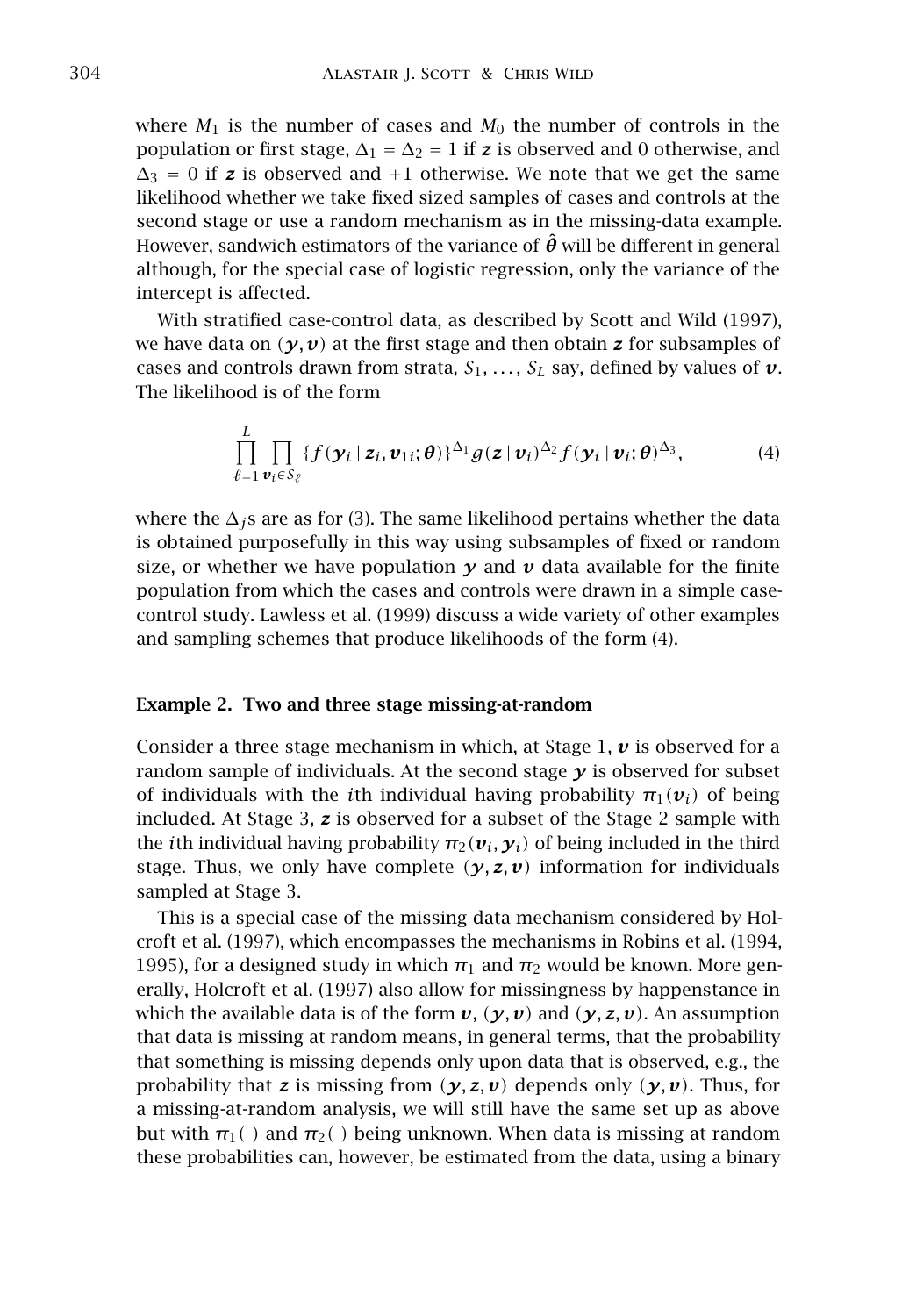where $M_1$ is the number of cases and $M_0$ the number of controls in the population or first stage, $\Delta_1 = \Delta_2 = 1$ if $\boldsymbol{z}$ is observed and 0 otherwise, and $\Delta_3 = 0$ if $\boldsymbol{z}$ is observed and $+1$ otherwise. We note that we get the same likelihood whether we take fixed sized samples of cases and controls at the second stage or use a random mechanism as in the missing-data example. However, sandwich estimators of the variance of $\hat{\boldsymbol{\theta}}$ will be different in general although, for the special case of logistic regression, only the variance of the intercept is affected.

With stratified case-control data, as described by Scott and Wild (1997), we have data on $(\boldsymbol{y}, \boldsymbol{v})$ at the first stage and then obtain $\boldsymbol{z}$ for subsamples of cases and controls drawn from strata, $S_1, \ldots, S_L$ say, defined by values of $\boldsymbol{v}$. The likelihood is of the form

$$\prod_{\ell=1}^{L} \prod_{\boldsymbol{v}_i \in S_\ell} \{f(\boldsymbol{y}_i \mid \boldsymbol{z}_i, \boldsymbol{v}_{1i}; \boldsymbol{\theta})\}^{\Delta_1} g(\boldsymbol{z} \mid \boldsymbol{v}_i)^{\Delta_2} f(\boldsymbol{y}_i \mid \boldsymbol{v}_i; \boldsymbol{\theta})^{\Delta_3}, \tag{4}$$

where the $\Delta_j$s are as for (3). The same likelihood pertains whether the data is obtained purposefully in this way using subsamples of fixed or random size, or whether we have population $\boldsymbol{y}$ and $\boldsymbol{v}$ data available for the finite population from which the cases and controls were drawn in a simple case-control study. Lawless et al. (1999) discuss a wide variety of other examples and sampling schemes that produce likelihoods of the form (4).

#### Example 2. Two and three stage missing-at-random

Consider a three stage mechanism in which, at Stage 1, $\boldsymbol{v}$ is observed for a random sample of individuals. At the second stage $\boldsymbol{y}$ is observed for subset of individuals with the $i$th individual having probability $\pi_1(\boldsymbol{v}_i)$ of being included. At Stage 3, $\boldsymbol{z}$ is observed for a subset of the Stage 2 sample with the $i$th individual having probability $\pi_2(\boldsymbol{v}_i, \boldsymbol{y}_i)$ of being included in the third stage. Thus, we only have complete $(\boldsymbol{y}, \boldsymbol{z}, \boldsymbol{v})$ information for individuals sampled at Stage 3.

This is a special case of the missing data mechanism considered by Holcroft et al. (1997), which encompasses the mechanisms in Robins et al. (1994, 1995), for a designed study in which $\pi_1$ and $\pi_2$ would be known. More generally, Holcroft et al. (1997) also allow for missingness by happenstance in which the available data is of the form $\boldsymbol{v}$, $(\boldsymbol{y}, \boldsymbol{v})$ and $(\boldsymbol{y}, \boldsymbol{z}, \boldsymbol{v})$. An assumption that data is missing at random means, in general terms, that the probability that something is missing depends only upon data that is observed, e.g., the probability that $\boldsymbol{z}$ is missing from $(\boldsymbol{y}, \boldsymbol{z}, \boldsymbol{v})$ depends only $(\boldsymbol{y}, \boldsymbol{v})$. Thus, for a missing-at-random analysis, we will still have the same set up as above but with $\pi_1(\ )$ and $\pi_2(\ )$ being unknown. When data is missing at random these probabilities can, however, be estimated from the data, using a binary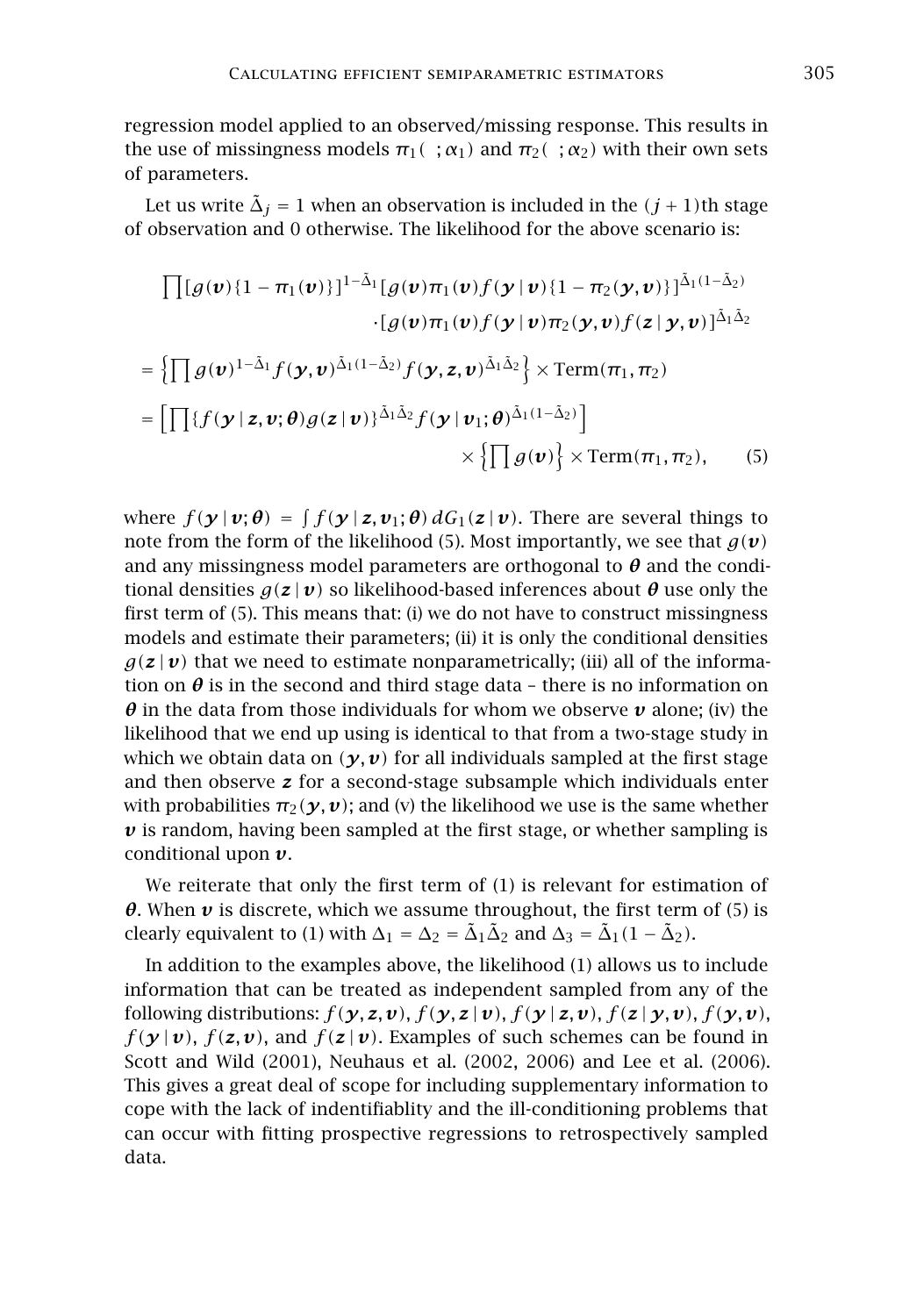regression model applied to an observed/missing response. This results in the use of missingness models $\pi_1(\;;\alpha_1)$ and $\pi_2(\;;\alpha_2)$ with their own sets of parameters.

Let us write $\tilde{\Delta}_j = 1$ when an observation is included in the $(j+1)$th stage of observation and 0 otherwise. The likelihood for the above scenario is:

$$
\begin{aligned}
&\prod [g(\boldsymbol{v})\{1-\pi_1(\boldsymbol{v})\}]^{1-\tilde{\Delta}_1}[g(\boldsymbol{v})\pi_1(\boldsymbol{v})f(\boldsymbol{y}\mid\boldsymbol{v})\{1-\pi_2(\boldsymbol{y},\boldsymbol{v})\}]^{\tilde{\Delta}_1(1-\tilde{\Delta}_2)} \\
&\qquad\qquad \cdot [g(\boldsymbol{v})\pi_1(\boldsymbol{v})f(\boldsymbol{y}\mid\boldsymbol{v})\pi_2(\boldsymbol{y},\boldsymbol{v})f(\boldsymbol{z}\mid\boldsymbol{y},\boldsymbol{v})]^{\tilde{\Delta}_1\tilde{\Delta}_2} \\
&= \Big\{\prod g(\boldsymbol{v})^{1-\tilde{\Delta}_1} f(\boldsymbol{y},\boldsymbol{v})^{\tilde{\Delta}_1(1-\tilde{\Delta}_2)} f(\boldsymbol{y},\boldsymbol{z},\boldsymbol{v})^{\tilde{\Delta}_1\tilde{\Delta}_2}\Big\} \times \mathrm{Term}(\pi_1,\pi_2) \\
&= \Big[\prod \{f(\boldsymbol{y}\mid\boldsymbol{z},\boldsymbol{v};\boldsymbol{\theta})g(\boldsymbol{z}\mid\boldsymbol{v})\}^{\tilde{\Delta}_1\tilde{\Delta}_2} f(\boldsymbol{y}\mid\boldsymbol{v}_1;\boldsymbol{\theta})^{\tilde{\Delta}_1(1-\tilde{\Delta}_2)}\Big] \\
&\qquad\qquad\qquad\qquad \times \Big\{\prod g(\boldsymbol{v})\Big\} \times \mathrm{Term}(\pi_1,\pi_2), \qquad (5)
\end{aligned}
$$

where $f(\boldsymbol{y}\mid\boldsymbol{v};\boldsymbol{\theta}) = \int f(\boldsymbol{y}\mid\boldsymbol{z},\boldsymbol{v}_1;\boldsymbol{\theta})\,dG_1(\boldsymbol{z}\mid\boldsymbol{v})$. There are several things to note from the form of the likelihood (5). Most importantly, we see that $g(\boldsymbol{v})$ and any missingness model parameters are orthogonal to $\boldsymbol{\theta}$ and the conditional densities $g(\boldsymbol{z}\mid\boldsymbol{v})$ so likelihood-based inferences about $\boldsymbol{\theta}$ use only the first term of (5). This means that: (i) we do not have to construct missingness models and estimate their parameters; (ii) it is only the conditional densities $g(\boldsymbol{z}\mid\boldsymbol{v})$ that we need to estimate nonparametrically; (iii) all of the information on $\boldsymbol{\theta}$ is in the second and third stage data – there is no information on $\boldsymbol{\theta}$ in the data from those individuals for whom we observe $\boldsymbol{v}$ alone; (iv) the likelihood that we end up using is identical to that from a two-stage study in which we obtain data on $(\boldsymbol{y},\boldsymbol{v})$ for all individuals sampled at the first stage and then observe $\boldsymbol{z}$ for a second-stage subsample which individuals enter with probabilities $\pi_2(\boldsymbol{y},\boldsymbol{v})$; and (v) the likelihood we use is the same whether $\boldsymbol{v}$ is random, having been sampled at the first stage, or whether sampling is conditional upon $\boldsymbol{v}$.

We reiterate that only the first term of (1) is relevant for estimation of $\boldsymbol{\theta}$. When $\boldsymbol{v}$ is discrete, which we assume throughout, the first term of (5) is clearly equivalent to (1) with $\Delta_1 = \Delta_2 = \tilde{\Delta}_1\tilde{\Delta}_2$ and $\Delta_3 = \tilde{\Delta}_1(1-\tilde{\Delta}_2)$.

In addition to the examples above, the likelihood (1) allows us to include information that can be treated as independent sampled from any of the following distributions: $f(\boldsymbol{y},\boldsymbol{z},\boldsymbol{v})$, $f(\boldsymbol{y},\boldsymbol{z}\mid\boldsymbol{v})$, $f(\boldsymbol{y}\mid\boldsymbol{z},\boldsymbol{v})$, $f(\boldsymbol{z}\mid\boldsymbol{y},\boldsymbol{v})$, $f(\boldsymbol{y},\boldsymbol{v})$, $f(\boldsymbol{y}\mid\boldsymbol{v})$, $f(\boldsymbol{z},\boldsymbol{v})$, and $f(\boldsymbol{z}\mid\boldsymbol{v})$. Examples of such schemes can be found in Scott and Wild (2001), Neuhaus et al. (2002, 2006) and Lee et al. (2006). This gives a great deal of scope for including supplementary information to cope with the lack of indentifiablity and the ill-conditioning problems that can occur with fitting prospective regressions to retrospectively sampled data.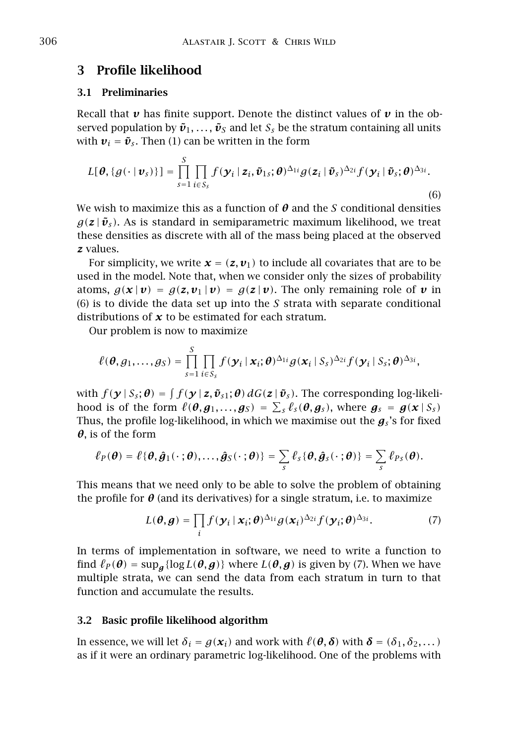## 3 Profile likelihood

### 3.1 Preliminaries

Recall that $\boldsymbol{v}$ has finite support. Denote the distinct values of $\boldsymbol{v}$ in the observed population by $\tilde{\boldsymbol{v}}_1, \ldots, \tilde{\boldsymbol{v}}_S$ and let $S_s$ be the stratum containing all units with $\boldsymbol{v}_i = \tilde{\boldsymbol{v}}_s$. Then (1) can be written in the form

$$L[\boldsymbol{\theta}, \{g(\cdot \mid \boldsymbol{v}_s)\}] = \prod_{s=1}^{S} \prod_{i \in S_s} f(\boldsymbol{y}_i \mid \boldsymbol{z}_i, \tilde{\boldsymbol{v}}_{1s}; \boldsymbol{\theta})^{\Delta_{1i}} g(\boldsymbol{z}_i \mid \tilde{\boldsymbol{v}}_s)^{\Delta_{2i}} f(\boldsymbol{y}_i \mid \tilde{\boldsymbol{v}}_s; \boldsymbol{\theta})^{\Delta_{3i}}. \tag{6}$$

We wish to maximize this as a function of $\boldsymbol{\theta}$ and the $S$ conditional densities $g(\boldsymbol{z} \mid \tilde{\boldsymbol{v}}_s)$. As is standard in semiparametric maximum likelihood, we treat these densities as discrete with all of the mass being placed at the observed $\boldsymbol{z}$ values.

For simplicity, we write $\boldsymbol{x} = (\boldsymbol{z}, \boldsymbol{v}_1)$ to include all covariates that are to be used in the model. Note that, when we consider only the sizes of probability atoms, $g(\boldsymbol{x} \mid \boldsymbol{v}) = g(\boldsymbol{z}, \boldsymbol{v}_1 \mid \boldsymbol{v}) = g(\boldsymbol{z} \mid \boldsymbol{v})$. The only remaining role of $\boldsymbol{v}$ in (6) is to divide the data set up into the $S$ strata with separate conditional distributions of $\boldsymbol{x}$ to be estimated for each stratum.

Our problem is now to maximize

$$\ell(\boldsymbol{\theta}, g_1, \ldots, g_S) = \prod_{s=1}^{S} \prod_{i \in S_s} f(\boldsymbol{y}_i \mid \boldsymbol{x}_i; \boldsymbol{\theta})^{\Delta_{1i}} g(\boldsymbol{x}_i \mid S_s)^{\Delta_{2i}} f(\boldsymbol{y}_i \mid S_s; \boldsymbol{\theta})^{\Delta_{3i}},$$

with $f(\boldsymbol{y} \mid S_s; \boldsymbol{\theta}) = \int f(\boldsymbol{y} \mid \boldsymbol{z}, \tilde{\boldsymbol{v}}_{s1}; \boldsymbol{\theta}) \, dG(\boldsymbol{z} \mid \tilde{\boldsymbol{v}}_s)$. The corresponding log-likelihood is of the form $\ell(\boldsymbol{\theta}, \boldsymbol{g}_1, \ldots, \boldsymbol{g}_S) = \sum_s \ell_s(\boldsymbol{\theta}, \boldsymbol{g}_s)$, where $\boldsymbol{g}_s = \boldsymbol{g}(\boldsymbol{x} \mid S_s)$ Thus, the profile log-likelihood, in which we maximise out the $\boldsymbol{g}_s$'s for fixed $\boldsymbol{\theta}$, is of the form

$$\ell_P(\boldsymbol{\theta}) = \ell\{\boldsymbol{\theta}, \hat{\boldsymbol{g}}_1(\cdot\,; \boldsymbol{\theta}), \ldots, \hat{\boldsymbol{g}}_S(\cdot\,; \boldsymbol{\theta})\} = \sum_s \ell_s\{\boldsymbol{\theta}, \hat{\boldsymbol{g}}_s(\cdot\,; \boldsymbol{\theta})\} = \sum_s \ell_{Ps}(\boldsymbol{\theta}).$$

This means that we need only to be able to solve the problem of obtaining the profile for $\boldsymbol{\theta}$ (and its derivatives) for a single stratum, i.e. to maximize

$$L(\boldsymbol{\theta}, \boldsymbol{g}) = \prod_i f(\boldsymbol{y}_i \mid \boldsymbol{x}_i; \boldsymbol{\theta})^{\Delta_{1i}} g(\boldsymbol{x}_i)^{\Delta_{2i}} f(\boldsymbol{y}_i; \boldsymbol{\theta})^{\Delta_{3i}}. \tag{7}$$

In terms of implementation in software, we need to write a function to find $\ell_P(\boldsymbol{\theta}) = \sup_{\boldsymbol{g}}\{\log L(\boldsymbol{\theta}, \boldsymbol{g})\}$ where $L(\boldsymbol{\theta}, \boldsymbol{g})$ is given by (7). When we have multiple strata, we can send the data from each stratum in turn to that function and accumulate the results.

### 3.2 Basic profile likelihood algorithm

In essence, we will let $\delta_i = g(\boldsymbol{x}_i)$ and work with $\ell(\boldsymbol{\theta}, \boldsymbol{\delta})$ with $\boldsymbol{\delta} = (\delta_1, \delta_2, \ldots)$ as if it were an ordinary parametric log-likelihood. One of the problems with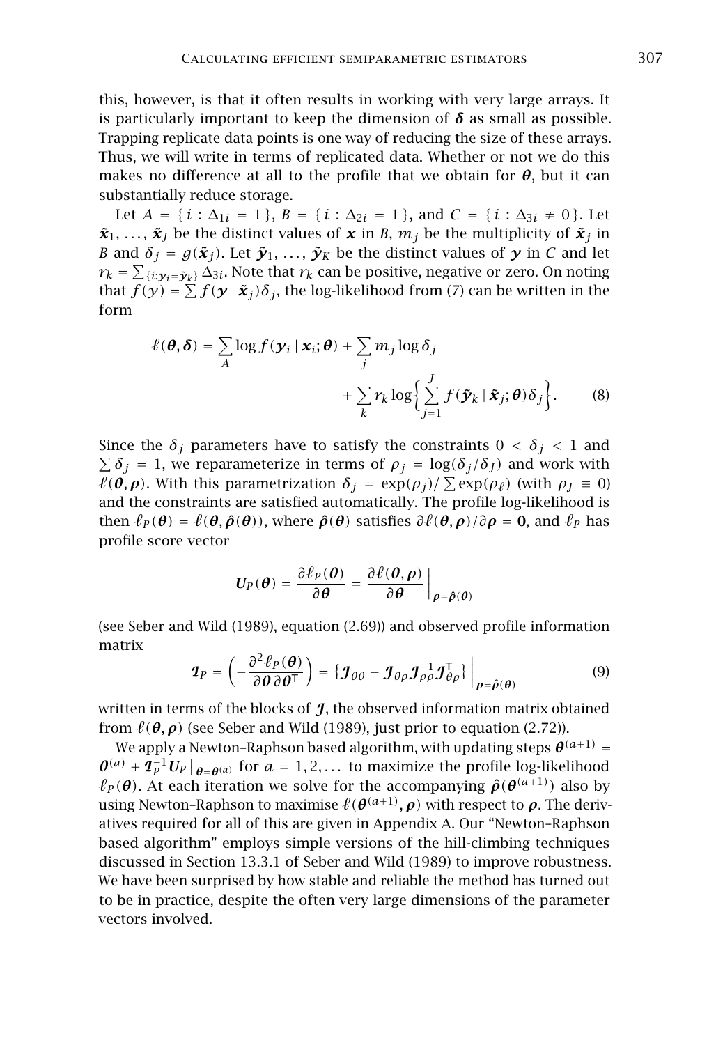this, however, is that it often results in working with very large arrays. It is particularly important to keep the dimension of $\boldsymbol{\delta}$ as small as possible. Trapping replicate data points is one way of reducing the size of these arrays. Thus, we will write in terms of replicated data. Whether or not we do this makes no difference at all to the profile that we obtain for $\boldsymbol{\theta}$, but it can substantially reduce storage.

Let $A = \{ i : \Delta_{1i} = 1 \}$, $B = \{ i : \Delta_{2i} = 1 \}$, and $C = \{ i : \Delta_{3i} \neq 0 \}$. Let $\tilde{\boldsymbol{x}}_1, \ldots, \tilde{\boldsymbol{x}}_J$ be the distinct values of $\boldsymbol{x}$ in $B$, $m_j$ be the multiplicity of $\tilde{\boldsymbol{x}}_j$ in $B$ and $\delta_j = g(\tilde{\boldsymbol{x}}_j)$. Let $\tilde{\boldsymbol{y}}_1, \ldots, \tilde{\boldsymbol{y}}_K$ be the distinct values of $\boldsymbol{y}$ in $C$ and let $r_k = \sum_{\{i: \boldsymbol{y}_i = \tilde{\boldsymbol{y}}_k\}} \Delta_{3i}$. Note that $r_k$ can be positive, negative or zero. On noting that $f(y) = \sum f(\boldsymbol{y} \mid \tilde{\boldsymbol{x}}_j)\delta_j$, the log-likelihood from (7) can be written in the form

$$\ell(\boldsymbol{\theta}, \boldsymbol{\delta}) = \sum_A \log f(\boldsymbol{y}_i \mid \boldsymbol{x}_i; \boldsymbol{\theta}) + \sum_j m_j \log \delta_j + \sum_k r_k \log \Big\{ \sum_{j=1}^{J} f(\tilde{\boldsymbol{y}}_k \mid \tilde{\boldsymbol{x}}_j; \boldsymbol{\theta}) \delta_j \Big\}. \tag{8}$$

Since the $\delta_j$ parameters have to satisfy the constraints $0 < \delta_j < 1$ and $\sum \delta_j = 1$, we reparameterize in terms of $\rho_j = \log(\delta_j / \delta_J)$ and work with $\ell(\boldsymbol{\theta}, \boldsymbol{\rho})$. With this parametrization $\delta_j = \exp(\rho_j) / \sum \exp(\rho_\ell)$ (with $\rho_J \equiv 0$) and the constraints are satisfied automatically. The profile log-likelihood is then $\ell_P(\boldsymbol{\theta}) = \ell(\boldsymbol{\theta}, \hat{\boldsymbol{\rho}}(\boldsymbol{\theta}))$, where $\hat{\boldsymbol{\rho}}(\boldsymbol{\theta})$ satisfies $\partial \ell(\boldsymbol{\theta}, \boldsymbol{\rho}) / \partial \boldsymbol{\rho} = \mathbf{0}$, and $\ell_P$ has profile score vector

$$\boldsymbol{U}_P(\boldsymbol{\theta}) = \frac{\partial \ell_P(\boldsymbol{\theta})}{\partial \boldsymbol{\theta}} = \frac{\partial \ell(\boldsymbol{\theta}, \boldsymbol{\rho})}{\partial \boldsymbol{\theta}} \Big|_{\boldsymbol{\rho} = \hat{\boldsymbol{\rho}}(\boldsymbol{\theta})}$$

(see Seber and Wild (1989), equation (2.69)) and observed profile information matrix

$$\mathcal{I}_P = \Big( -\frac{\partial^2 \ell_P(\boldsymbol{\theta})}{\partial \boldsymbol{\theta} \partial \boldsymbol{\theta}^{\mathsf{T}}} \Big) = \{ \mathcal{J}_{\theta\theta} - \mathcal{J}_{\theta\rho} \mathcal{J}_{\rho\rho}^{-1} \mathcal{J}_{\theta\rho}^{\mathsf{T}} \} \Big|_{\boldsymbol{\rho} = \hat{\boldsymbol{\rho}}(\boldsymbol{\theta})} \tag{9}$$

written in terms of the blocks of $\mathcal{J}$, the observed information matrix obtained from $\ell(\boldsymbol{\theta}, \boldsymbol{\rho})$ (see Seber and Wild (1989), just prior to equation (2.72)).

We apply a Newton–Raphson based algorithm, with updating steps $\boldsymbol{\theta}^{(a+1)} = \boldsymbol{\theta}^{(a)} + \mathcal{I}_P^{-1} \boldsymbol{U}_P \big|_{\boldsymbol{\theta} = \boldsymbol{\theta}^{(a)}}$ for $a = 1, 2, \ldots$ to maximize the profile log-likelihood $\ell_P(\boldsymbol{\theta})$. At each iteration we solve for the accompanying $\hat{\boldsymbol{\rho}}(\boldsymbol{\theta}^{(a+1)})$ also by using Newton–Raphson to maximise $\ell(\boldsymbol{\theta}^{(a+1)}, \boldsymbol{\rho})$ with respect to $\boldsymbol{\rho}$. The derivatives required for all of this are given in Appendix A. Our "Newton–Raphson based algorithm" employs simple versions of the hill-climbing techniques discussed in Section 13.3.1 of Seber and Wild (1989) to improve robustness. We have been surprised by how stable and reliable the method has turned out to be in practice, despite the often very large dimensions of the parameter vectors involved.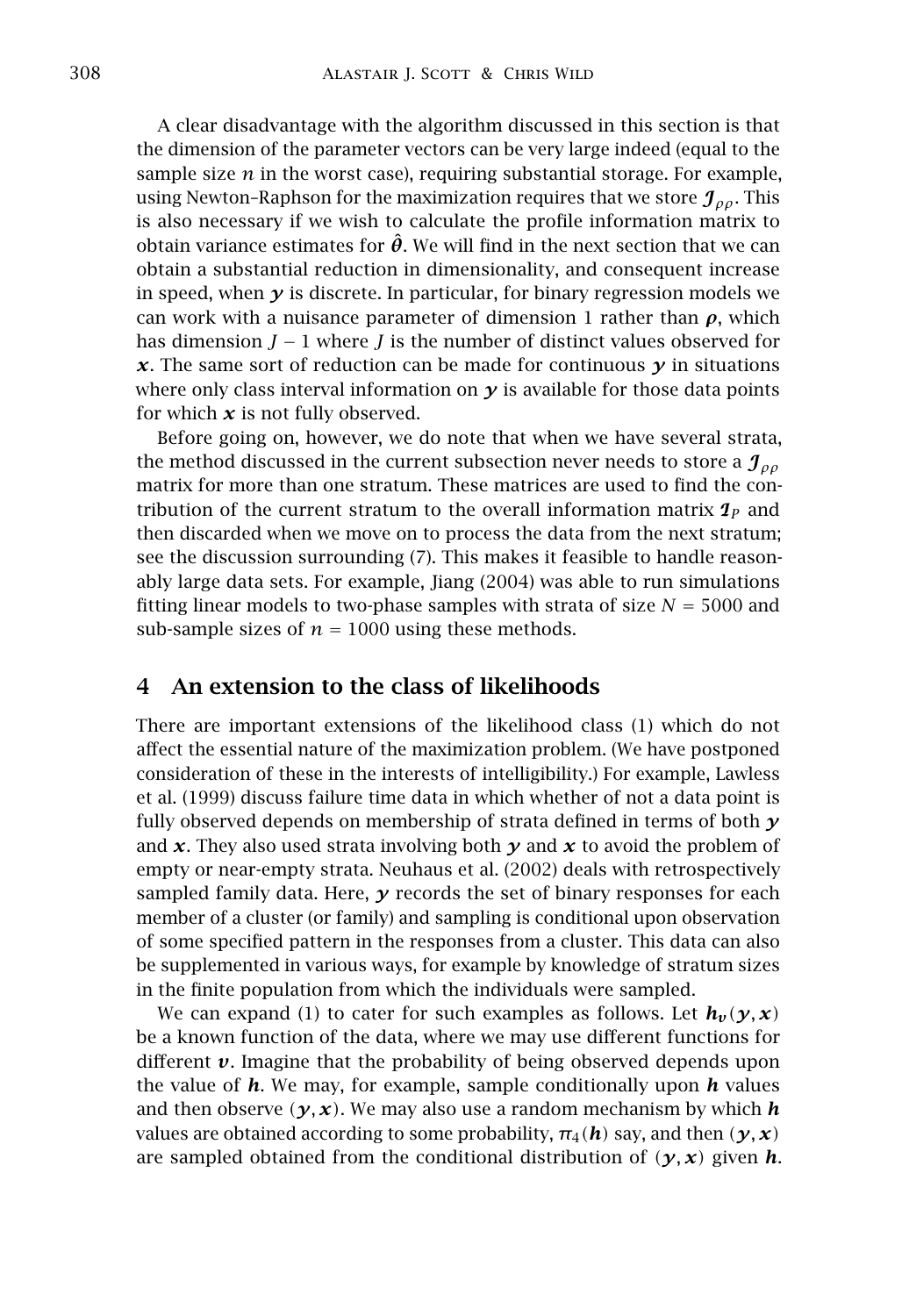A clear disadvantage with the algorithm discussed in this section is that the dimension of the parameter vectors can be very large indeed (equal to the sample size $n$ in the worst case), requiring substantial storage. For example, using Newton–Raphson for the maximization requires that we store $\mathcal{J}_{\rho\rho}$. This is also necessary if we wish to calculate the profile information matrix to obtain variance estimates for $\hat{\boldsymbol{\theta}}$. We will find in the next section that we can obtain a substantial reduction in dimensionality, and consequent increase in speed, when $y$ is discrete. In particular, for binary regression models we can work with a nuisance parameter of dimension 1 rather than $\boldsymbol{\rho}$, which has dimension $J - 1$ where $J$ is the number of distinct values observed for $\boldsymbol{x}$. The same sort of reduction can be made for continuous $y$ in situations where only class interval information on $y$ is available for those data points for which $\boldsymbol{x}$ is not fully observed.

Before going on, however, we do note that when we have several strata, the method discussed in the current subsection never needs to store a $\mathcal{J}_{\rho\rho}$ matrix for more than one stratum. These matrices are used to find the contribution of the current stratum to the overall information matrix $\mathcal{I}_P$ and then discarded when we move on to process the data from the next stratum; see the discussion surrounding (7). This makes it feasible to handle reasonably large data sets. For example, Jiang (2004) was able to run simulations fitting linear models to two-phase samples with strata of size $N = 5000$ and sub-sample sizes of $n = 1000$ using these methods.

## 4 An extension to the class of likelihoods

There are important extensions of the likelihood class (1) which do not affect the essential nature of the maximization problem. (We have postponed consideration of these in the interests of intelligibility.) For example, Lawless et al. (1999) discuss failure time data in which whether of not a data point is fully observed depends on membership of strata defined in terms of both $y$ and $\boldsymbol{x}$. They also used strata involving both $y$ and $\boldsymbol{x}$ to avoid the problem of empty or near-empty strata. Neuhaus et al. (2002) deals with retrospectively sampled family data. Here, $y$ records the set of binary responses for each member of a cluster (or family) and sampling is conditional upon observation of some specified pattern in the responses from a cluster. This data can also be supplemented in various ways, for example by knowledge of stratum sizes in the finite population from which the individuals were sampled.

We can expand (1) to cater for such examples as follows. Let $\boldsymbol{h}_{\boldsymbol{v}}(y, \boldsymbol{x})$ be a known function of the data, where we may use different functions for different $\boldsymbol{v}$. Imagine that the probability of being observed depends upon the value of $\boldsymbol{h}$. We may, for example, sample conditionally upon $\boldsymbol{h}$ values and then observe $(y, \boldsymbol{x})$. We may also use a random mechanism by which $\boldsymbol{h}$ values are obtained according to some probability, $\pi_4(\boldsymbol{h})$ say, and then $(y, \boldsymbol{x})$ are sampled obtained from the conditional distribution of $(y, \boldsymbol{x})$ given $\boldsymbol{h}$.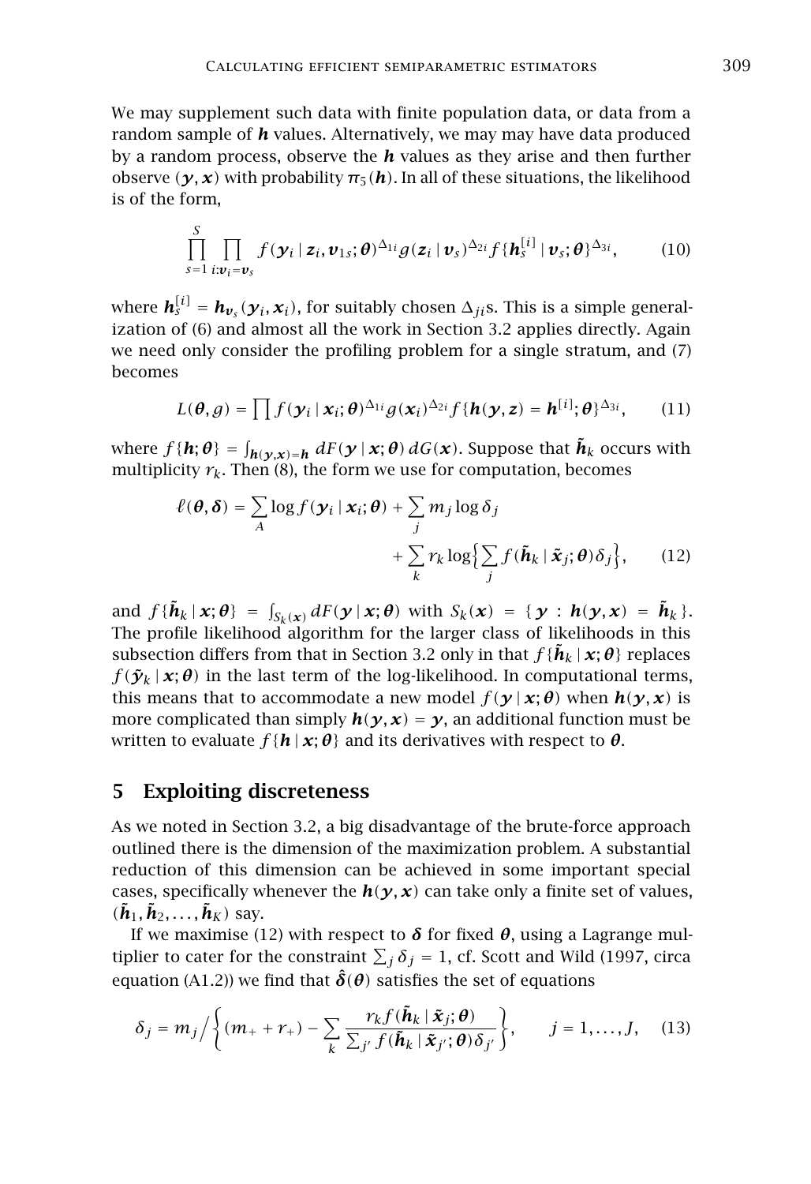We may supplement such data with finite population data, or data from a random sample of $\boldsymbol{h}$ values. Alternatively, we may may have data produced by a random process, observe the $\boldsymbol{h}$ values as they arise and then further observe $(\boldsymbol{y}, \boldsymbol{x})$ with probability $\pi_5(\boldsymbol{h})$. In all of these situations, the likelihood is of the form,

$$\prod_{s=1}^{S} \prod_{i:\boldsymbol{v}_i=\boldsymbol{v}_s} f(\boldsymbol{y}_i \mid \boldsymbol{z}_i, \boldsymbol{v}_{1s}; \boldsymbol{\theta})^{\Delta_{1i}} g(\boldsymbol{z}_i \mid \boldsymbol{v}_s)^{\Delta_{2i}} f\{\boldsymbol{h}_s^{[i]} \mid \boldsymbol{v}_s; \boldsymbol{\theta}\}^{\Delta_{3i}}, \tag{10}$$

where $\boldsymbol{h}_s^{[i]} = \boldsymbol{h}_{\boldsymbol{v}_s}(\boldsymbol{y}_i, \boldsymbol{x}_i)$, for suitably chosen $\Delta_{ji}$s. This is a simple generalization of (6) and almost all the work in Section 3.2 applies directly. Again we need only consider the profiling problem for a single stratum, and (7) becomes

$$L(\boldsymbol{\theta}, g) = \prod f(\boldsymbol{y}_i \mid \boldsymbol{x}_i; \boldsymbol{\theta})^{\Delta_{1i}} g(\boldsymbol{x}_i)^{\Delta_{2i}} f\{\boldsymbol{h}(\boldsymbol{y}, \boldsymbol{z}) = \boldsymbol{h}^{[i]}; \boldsymbol{\theta}\}^{\Delta_{3i}}, \tag{11}$$

where $f\{\boldsymbol{h}; \boldsymbol{\theta}\} = \int_{\boldsymbol{h}(\boldsymbol{y},\boldsymbol{x})=\boldsymbol{h}} dF(\boldsymbol{y} \mid \boldsymbol{x}; \boldsymbol{\theta})\, dG(\boldsymbol{x})$. Suppose that $\tilde{\boldsymbol{h}}_k$ occurs with multiplicity $r_k$. Then (8), the form we use for computation, becomes

$$\ell(\boldsymbol{\theta}, \boldsymbol{\delta}) = \sum_A \log f(\boldsymbol{y}_i \mid \boldsymbol{x}_i; \boldsymbol{\theta}) + \sum_j m_j \log \delta_j + \sum_k r_k \log\Big\{\sum_j f(\tilde{\boldsymbol{h}}_k \mid \tilde{\boldsymbol{x}}_j; \boldsymbol{\theta}) \delta_j\Big\}, \tag{12}$$

and $f\{\tilde{\boldsymbol{h}}_k \mid \boldsymbol{x}; \boldsymbol{\theta}\} = \int_{S_k(\boldsymbol{x})} dF(\boldsymbol{y} \mid \boldsymbol{x}; \boldsymbol{\theta})$ with $S_k(\boldsymbol{x}) = \{\boldsymbol{y} : \boldsymbol{h}(\boldsymbol{y}, \boldsymbol{x}) = \tilde{\boldsymbol{h}}_k\}$. The profile likelihood algorithm for the larger class of likelihoods in this subsection differs from that in Section 3.2 only in that $f\{\tilde{\boldsymbol{h}}_k \mid \boldsymbol{x}; \boldsymbol{\theta}\}$ replaces $f(\tilde{\boldsymbol{y}}_k \mid \boldsymbol{x}; \boldsymbol{\theta})$ in the last term of the log-likelihood. In computational terms, this means that to accommodate a new model $f(\boldsymbol{y} \mid \boldsymbol{x}; \boldsymbol{\theta})$ when $\boldsymbol{h}(\boldsymbol{y}, \boldsymbol{x})$ is more complicated than simply $\boldsymbol{h}(\boldsymbol{y}, \boldsymbol{x}) = \boldsymbol{y}$, an additional function must be written to evaluate $f\{\boldsymbol{h} \mid \boldsymbol{x}; \boldsymbol{\theta}\}$ and its derivatives with respect to $\boldsymbol{\theta}$.

## 5 Exploiting discreteness

As we noted in Section 3.2, a big disadvantage of the brute-force approach outlined there is the dimension of the maximization problem. A substantial reduction of this dimension can be achieved in some important special cases, specifically whenever the $\boldsymbol{h}(\boldsymbol{y}, \boldsymbol{x})$ can take only a finite set of values, $(\tilde{\boldsymbol{h}}_1, \tilde{\boldsymbol{h}}_2, \ldots, \tilde{\boldsymbol{h}}_K)$ say.

If we maximise (12) with respect to $\boldsymbol{\delta}$ for fixed $\boldsymbol{\theta}$, using a Lagrange multiplier to cater for the constraint $\sum_j \delta_j = 1$, cf. Scott and Wild (1997, circa equation (A1.2)) we find that $\hat{\boldsymbol{\delta}}(\boldsymbol{\theta})$ satisfies the set of equations

$$\delta_j = m_j \Big/ \left\{ (m_+ + r_+) - \sum_k \frac{r_k f(\tilde{\boldsymbol{h}}_k \mid \tilde{\boldsymbol{x}}_j; \boldsymbol{\theta})}{\sum_{j'} f(\tilde{\boldsymbol{h}}_k \mid \tilde{\boldsymbol{x}}_{j'}; \boldsymbol{\theta}) \delta_{j'}} \right\}, \qquad j = 1, \ldots, J, \tag{13}$$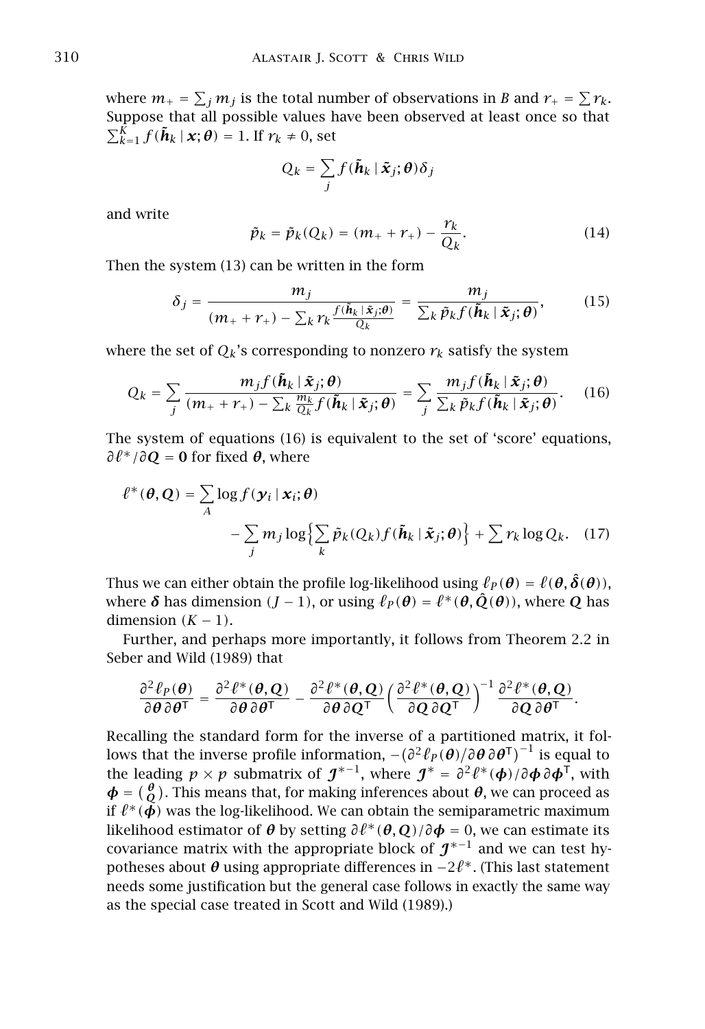where $m_+ = \sum_j m_j$ is the total number of observations in $B$ and $r_+ = \sum r_k$. Suppose that all possible values have been observed at least once so that $\sum_{k=1}^{K} f(\tilde{\boldsymbol{h}}_k \mid \boldsymbol{x}; \boldsymbol{\theta}) = 1$. If $r_k \neq 0$, set

$$Q_k = \sum_j f(\tilde{\boldsymbol{h}}_k \mid \tilde{\boldsymbol{x}}_j; \boldsymbol{\theta}) \delta_j$$

and write

$$\tilde{p}_k = \tilde{p}_k(Q_k) = (m_+ + r_+) - \frac{r_k}{Q_k}. \tag{14}$$

Then the system (13) can be written in the form

$$\delta_j = \frac{m_j}{(m_+ + r_+) - \sum_k r_k \frac{f(\tilde{\boldsymbol{h}}_k \mid \tilde{\boldsymbol{x}}_j; \boldsymbol{\theta})}{Q_k}} = \frac{m_j}{\sum_k \tilde{p}_k f(\tilde{\boldsymbol{h}}_k \mid \tilde{\boldsymbol{x}}_j; \boldsymbol{\theta})}, \tag{15}$$

where the set of $Q_k$'s corresponding to nonzero $r_k$ satisfy the system

$$Q_k = \sum_j \frac{m_j f(\tilde{\boldsymbol{h}}_k \mid \tilde{\boldsymbol{x}}_j; \boldsymbol{\theta})}{(m_+ + r_+) - \sum_k \frac{m_k}{Q_k} f(\tilde{\boldsymbol{h}}_k \mid \tilde{\boldsymbol{x}}_j; \boldsymbol{\theta})} = \sum_j \frac{m_j f(\tilde{\boldsymbol{h}}_k \mid \tilde{\boldsymbol{x}}_j; \boldsymbol{\theta})}{\sum_k \tilde{p}_k f(\tilde{\boldsymbol{h}}_k \mid \tilde{\boldsymbol{x}}_j; \boldsymbol{\theta})}. \tag{16}$$

The system of equations (16) is equivalent to the set of 'score' equations, $\partial \ell^* / \partial \boldsymbol{Q} = \boldsymbol{0}$ for fixed $\boldsymbol{\theta}$, where

$$\ell^*(\boldsymbol{\theta}, \boldsymbol{Q}) = \sum_A \log f(\boldsymbol{y}_i \mid \boldsymbol{x}_i; \boldsymbol{\theta}) - \sum_j m_j \log\Big\{\sum_k \tilde{p}_k(Q_k) f(\tilde{\boldsymbol{h}}_k \mid \tilde{\boldsymbol{x}}_j; \boldsymbol{\theta})\Big\} + \sum r_k \log Q_k. \tag{17}$$

Thus we can either obtain the profile log-likelihood using $\ell_P(\boldsymbol{\theta}) = \ell(\boldsymbol{\theta}, \hat{\boldsymbol{\delta}}(\boldsymbol{\theta}))$, where $\boldsymbol{\delta}$ has dimension $(J-1)$, or using $\ell_P(\boldsymbol{\theta}) = \ell^*(\boldsymbol{\theta}, \hat{\boldsymbol{Q}}(\boldsymbol{\theta}))$, where $\boldsymbol{Q}$ has dimension $(K-1)$.

Further, and perhaps more importantly, it follows from Theorem 2.2 in Seber and Wild (1989) that

$$\frac{\partial^2 \ell_P(\boldsymbol{\theta})}{\partial \boldsymbol{\theta} \, \partial \boldsymbol{\theta}^\mathsf{T}} = \frac{\partial^2 \ell^*(\boldsymbol{\theta}, \boldsymbol{Q})}{\partial \boldsymbol{\theta} \, \partial \boldsymbol{\theta}^\mathsf{T}} - \frac{\partial^2 \ell^*(\boldsymbol{\theta}, \boldsymbol{Q})}{\partial \boldsymbol{\theta} \, \partial \boldsymbol{Q}^\mathsf{T}} \left( \frac{\partial^2 \ell^*(\boldsymbol{\theta}, \boldsymbol{Q})}{\partial \boldsymbol{Q} \, \partial \boldsymbol{Q}^\mathsf{T}} \right)^{-1} \frac{\partial^2 \ell^*(\boldsymbol{\theta}, \boldsymbol{Q})}{\partial \boldsymbol{Q} \, \partial \boldsymbol{\theta}^\mathsf{T}}.$$

Recalling the standard form for the inverse of a partitioned matrix, it follows that the inverse profile information, $-(\partial^2 \ell_P(\boldsymbol{\theta}) / \partial \boldsymbol{\theta} \, \partial \boldsymbol{\theta}^\mathsf{T})^{-1}$ is equal to the leading $p \times p$ submatrix of $\boldsymbol{\mathcal{J}}^{*-1}$, where $\boldsymbol{\mathcal{J}}^* = \partial^2 \ell^*(\boldsymbol{\phi}) / \partial \boldsymbol{\phi} \, \partial \boldsymbol{\phi}^\mathsf{T}$, with $\boldsymbol{\phi} = \binom{\boldsymbol{\theta}}{\boldsymbol{Q}}$. This means that, for making inferences about $\boldsymbol{\theta}$, we can proceed as if $\ell^*(\boldsymbol{\phi})$ was the log-likelihood. We can obtain the semiparametric maximum likelihood estimator of $\boldsymbol{\theta}$ by setting $\partial \ell^*(\boldsymbol{\theta}, \boldsymbol{Q}) / \partial \boldsymbol{\phi} = 0$, we can estimate its covariance matrix with the appropriate block of $\boldsymbol{\mathcal{J}}^{*-1}$ and we can test hypotheses about $\boldsymbol{\theta}$ using appropriate differences in $-2\ell^*$. (This last statement needs some justification but the general case follows in exactly the same way as the special case treated in Scott and Wild (1989).)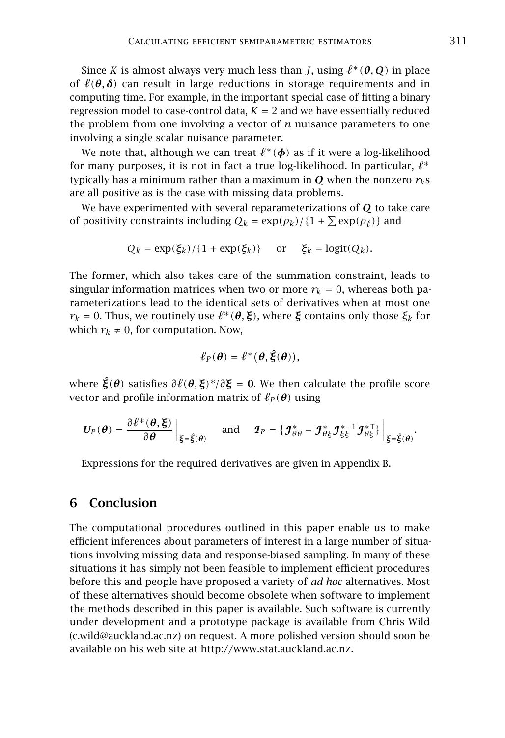Since $K$ is almost always very much less than $J$, using $\ell^*(\boldsymbol{\theta}, \boldsymbol{Q})$ in place of $\ell(\boldsymbol{\theta}, \boldsymbol{\delta})$ can result in large reductions in storage requirements and in computing time. For example, in the important special case of fitting a binary regression model to case-control data, $K = 2$ and we have essentially reduced the problem from one involving a vector of $n$ nuisance parameters to one involving a single scalar nuisance parameter.

We note that, although we can treat $\ell^*(\boldsymbol{\phi})$ as if it were a log-likelihood for many purposes, it is not in fact a true log-likelihood. In particular, $\ell^*$ typically has a minimum rather than a maximum in $\boldsymbol{Q}$ when the nonzero $r_k$s are all positive as is the case with missing data problems.

We have experimented with several reparameterizations of $\boldsymbol{Q}$ to take care of positivity constraints including $Q_k = \exp(\rho_k)/\{1 + \sum \exp(\rho_\ell)\}$ and

$$Q_k = \exp(\xi_k)/\{1 + \exp(\xi_k)\} \quad \text{or} \quad \xi_k = \text{logit}(Q_k).$$

The former, which also takes care of the summation constraint, leads to singular information matrices when two or more $r_k = 0$, whereas both parameterizations lead to the identical sets of derivatives when at most one $r_k = 0$. Thus, we routinely use $\ell^*(\boldsymbol{\theta}, \boldsymbol{\xi})$, where $\boldsymbol{\xi}$ contains only those $\xi_k$ for which $r_k \neq 0$, for computation. Now,

$$\ell_P(\boldsymbol{\theta}) = \ell^*(\boldsymbol{\theta}, \hat{\boldsymbol{\xi}}(\boldsymbol{\theta})),$$

where $\hat{\boldsymbol{\xi}}(\boldsymbol{\theta})$ satisfies $\partial \ell(\boldsymbol{\theta}, \boldsymbol{\xi})^*/\partial \boldsymbol{\xi} = \mathbf{0}$. We then calculate the profile score vector and profile information matrix of $\ell_P(\boldsymbol{\theta})$ using

$$\boldsymbol{U}_P(\boldsymbol{\theta}) = \frac{\partial \ell^*(\boldsymbol{\theta}, \boldsymbol{\xi})}{\partial \boldsymbol{\theta}}\bigg|_{\boldsymbol{\xi} = \hat{\boldsymbol{\xi}}(\boldsymbol{\theta})} \quad \text{and} \quad \boldsymbol{\mathcal{I}}_P = \{\boldsymbol{\mathcal{J}}^*_{\theta\theta} - \boldsymbol{\mathcal{J}}^*_{\theta\xi}\boldsymbol{\mathcal{J}}^{*-1}_{\xi\xi}\boldsymbol{\mathcal{J}}^{*\mathsf{T}}_{\theta\xi}\}\bigg|_{\boldsymbol{\xi} = \hat{\boldsymbol{\xi}}(\boldsymbol{\theta})}.$$

Expressions for the required derivatives are given in Appendix B.

## 6 Conclusion

The computational procedures outlined in this paper enable us to make efficient inferences about parameters of interest in a large number of situations involving missing data and response-biased sampling. In many of these situations it has simply not been feasible to implement efficient procedures before this and people have proposed a variety of *ad hoc* alternatives. Most of these alternatives should become obsolete when software to implement the methods described in this paper is available. Such software is currently under development and a prototype package is available from Chris Wild (c.wild@auckland.ac.nz) on request. A more polished version should soon be available on his web site at http://www.stat.auckland.ac.nz.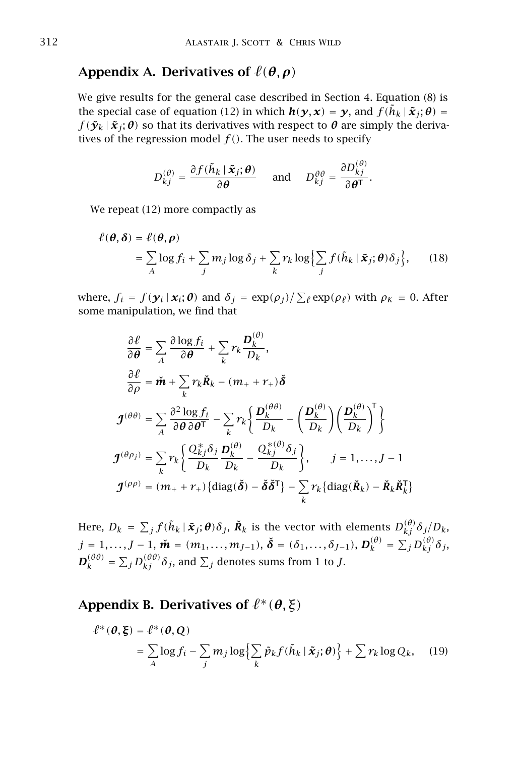## Appendix A. Derivatives of $\ell(\boldsymbol{\theta}, \boldsymbol{\rho})$

We give results for the general case described in Section 4. Equation (8) is the special case of equation (12) in which $\boldsymbol{h}(\boldsymbol{y}, \boldsymbol{x}) = \boldsymbol{y}$, and $f(\tilde{h}_k \mid \tilde{\boldsymbol{x}}_j; \boldsymbol{\theta}) = f(\tilde{\boldsymbol{y}}_k \mid \tilde{\boldsymbol{x}}_j; \boldsymbol{\theta})$ so that its derivatives with respect to $\boldsymbol{\theta}$ are simply the derivatives of the regression model $f()$. The user needs to specify

$$D_{kj}^{(\theta)} = \frac{\partial f(\tilde{h}_k \mid \tilde{\boldsymbol{x}}_j; \boldsymbol{\theta})}{\partial \boldsymbol{\theta}} \quad \text{and} \quad D_{kj}^{\theta\theta} = \frac{\partial D_{kj}^{(\theta)}}{\partial \boldsymbol{\theta}^{\mathsf{T}}}.$$

We repeat (12) more compactly as

$$\begin{aligned} \ell(\boldsymbol{\theta}, \boldsymbol{\delta}) &= \ell(\boldsymbol{\theta}, \boldsymbol{\rho}) \\ &= \sum_A \log f_i + \sum_j m_j \log \delta_j + \sum_k r_k \log\Big\{\sum_j f(\tilde{h}_k \mid \tilde{\boldsymbol{x}}_j; \boldsymbol{\theta}) \delta_j\Big\}, \end{aligned} \tag{18}$$

where, $f_i = f(\boldsymbol{y}_i \mid \boldsymbol{x}_i; \boldsymbol{\theta})$ and $\delta_j = \exp(\rho_j) / \sum_\ell \exp(\rho_\ell)$ with $\rho_K \equiv 0$. After some manipulation, we find that

$$\begin{aligned} \frac{\partial \ell}{\partial \boldsymbol{\theta}} &= \sum_A \frac{\partial \log f_i}{\partial \boldsymbol{\theta}} + \sum_k r_k \frac{\boldsymbol{D}_k^{(\theta)}}{D_k}, \\ \frac{\partial \ell}{\partial \rho} &= \check{\boldsymbol{m}} + \sum_k r_k \check{\boldsymbol{R}}_k - (m_+ + r_+) \check{\boldsymbol{\delta}} \\ \boldsymbol{\mathcal{J}}^{(\theta\theta)} &= \sum_A \frac{\partial^2 \log f_i}{\partial \boldsymbol{\theta}\, \partial \boldsymbol{\theta}^{\mathsf{T}}} - \sum_k r_k \bigg\{ \frac{\boldsymbol{D}_k^{(\theta\theta)}}{D_k} - \bigg( \frac{\boldsymbol{D}_k^{(\theta)}}{D_k} \bigg) \bigg( \frac{\boldsymbol{D}_k^{(\theta)}}{D_k} \bigg)^{\mathsf{T}} \bigg\} \\ \boldsymbol{\mathcal{J}}^{(\theta\rho_j)} &= \sum_k r_k \bigg\{ \frac{Q_{kj}^* \delta_j}{D_k} \frac{\boldsymbol{D}_k^{(\theta)}}{D_k} - \frac{Q_{kj}^{*(\theta)} \delta_j}{D_k} \bigg\}, \qquad j = 1, \ldots, J-1 \\ \boldsymbol{\mathcal{J}}^{(\rho\rho)} &= (m_+ + r_+) \{ \operatorname{diag}(\check{\boldsymbol{\delta}}) - \check{\boldsymbol{\delta}} \check{\boldsymbol{\delta}}^{\mathsf{T}} \} - \sum_k r_k \{ \operatorname{diag}(\check{\boldsymbol{R}}_k) - \check{\boldsymbol{R}}_k \check{\boldsymbol{R}}_k^{\mathsf{T}} \} \end{aligned}$$

Here, $D_k = \sum_j f(\tilde{h}_k \mid \tilde{\boldsymbol{x}}_j; \boldsymbol{\theta}) \delta_j$, $\check{\boldsymbol{R}}_k$ is the vector with elements $D_{kj}^{(\theta)} \delta_j / D_k$, $j = 1, \ldots, J-1$, $\check{\boldsymbol{m}} = (m_1, \ldots, m_{J-1})$, $\check{\boldsymbol{\delta}} = (\delta_1, \ldots, \delta_{J-1})$, $\boldsymbol{D}_k^{(\theta)} = \sum_j D_{kj}^{(\theta)} \delta_j$, $\boldsymbol{D}_k^{(\theta\theta)} = \sum_j D_{kj}^{(\theta\theta)} \delta_j$, and $\sum_j$ denotes sums from 1 to $J$.

## Appendix B. Derivatives of $\ell^*(\boldsymbol{\theta}, \boldsymbol{\xi})$

$$\begin{aligned} \ell^*(\boldsymbol{\theta}, \boldsymbol{\xi}) &= \ell^*(\boldsymbol{\theta}, \boldsymbol{Q}) \\ &= \sum_A \log f_i - \sum_j m_j \log\Big\{\sum_k \tilde{p}_k f(\tilde{h}_k \mid \tilde{\boldsymbol{x}}_j; \boldsymbol{\theta})\Big\} + \sum r_k \log Q_k, \end{aligned} \tag{19}$$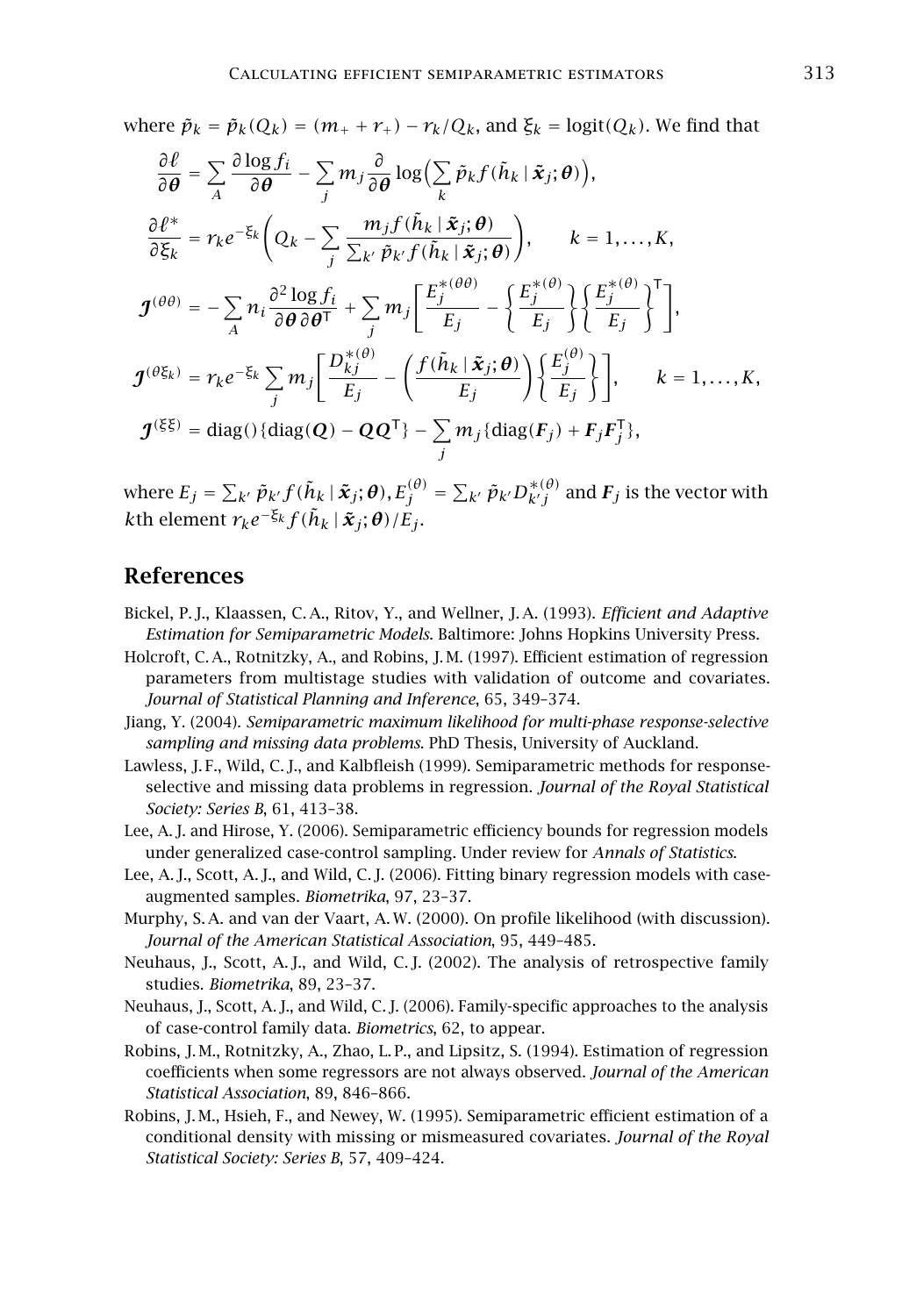where $\tilde{p}_k = \tilde{p}_k(Q_k) = (m_+ + r_+) - r_k/Q_k$, and $\xi_k = \text{logit}(Q_k)$. We find that

$$
\begin{aligned}
\frac{\partial \ell}{\partial \boldsymbol{\theta}} &= \sum_A \frac{\partial \log f_i}{\partial \boldsymbol{\theta}} - \sum_j m_j \frac{\partial}{\partial \boldsymbol{\theta}} \log\Big(\sum_k \tilde{p}_k f(\tilde{h}_k \mid \tilde{\boldsymbol{x}}_j; \boldsymbol{\theta})\Big), \\
\frac{\partial \ell^*}{\partial \xi_k} &= r_k e^{-\xi_k}\left(Q_k - \sum_j \frac{m_j f(\tilde{h}_k \mid \tilde{\boldsymbol{x}}_j; \boldsymbol{\theta})}{\sum_{k'} \tilde{p}_{k'} f(\tilde{h}_k \mid \tilde{\boldsymbol{x}}_j; \boldsymbol{\theta})}\right), \qquad k = 1, \ldots, K, \\
\boldsymbol{\mathcal{J}}^{(\theta\theta)} &= -\sum_A n_i \frac{\partial^2 \log f_i}{\partial \boldsymbol{\theta}\, \partial \boldsymbol{\theta}^\mathsf{T}} + \sum_j m_j \left[\frac{E_j^{*(\theta\theta)}}{E_j} - \left\{\frac{E_j^{*(\theta)}}{E_j}\right\}\left\{\frac{E_j^{*(\theta)}}{E_j}\right\}^\mathsf{T}\right], \\
\boldsymbol{\mathcal{J}}^{(\theta\xi_k)} &= r_k e^{-\xi_k} \sum_j m_j \left[\frac{D_{kj}^{*(\theta)}}{E_j} - \left(\frac{f(\tilde{h}_k \mid \tilde{\boldsymbol{x}}_j; \boldsymbol{\theta})}{E_j}\right)\left\{\frac{E_j^{(\theta)}}{E_j}\right\}\right], \qquad k = 1, \ldots, K, \\
\boldsymbol{\mathcal{J}}^{(\xi\xi)} &= \text{diag}()\{\text{diag}(\boldsymbol{Q}) - \boldsymbol{Q}\boldsymbol{Q}^\mathsf{T}\} - \sum_j m_j \{\text{diag}(\boldsymbol{F}_j) + \boldsymbol{F}_j \boldsymbol{F}_j^\mathsf{T}\},
\end{aligned}
$$

where $E_j = \sum_{k'} \tilde{p}_{k'} f(\tilde{h}_k \mid \tilde{\boldsymbol{x}}_j; \boldsymbol{\theta}), E_j^{(\theta)} = \sum_{k'} \tilde{p}_{k'} D_{k'j}^{*(\theta)}$ and $\boldsymbol{F}_j$ is the vector with $k$th element $r_k e^{-\xi_k} f(\tilde{h}_k \mid \tilde{\boldsymbol{x}}_j; \boldsymbol{\theta})/E_j$.

## References

Bickel, P. J., Klaassen, C. A., Ritov, Y., and Wellner, J. A. (1993). *Efficient and Adaptive Estimation for Semiparametric Models*. Baltimore: Johns Hopkins University Press.

Holcroft, C. A., Rotnitzky, A., and Robins, J. M. (1997). Efficient estimation of regression parameters from multistage studies with validation of outcome and covariates. *Journal of Statistical Planning and Inference*, 65, 349–374.

Jiang, Y. (2004). *Semiparametric maximum likelihood for multi-phase response-selective sampling and missing data problems*. PhD Thesis, University of Auckland.

Lawless, J. F., Wild, C. J., and Kalbfleish (1999). Semiparametric methods for response-selective and missing data problems in regression. *Journal of the Royal Statistical Society: Series B*, 61, 413–38.

Lee, A. J. and Hirose, Y. (2006). Semiparametric efficiency bounds for regression models under generalized case-control sampling. Under review for *Annals of Statistics*.

Lee, A. J., Scott, A. J., and Wild, C. J. (2006). Fitting binary regression models with case-augmented samples. *Biometrika*, 97, 23–37.

Murphy, S. A. and van der Vaart, A. W. (2000). On profile likelihood (with discussion). *Journal of the American Statistical Association*, 95, 449–485.

Neuhaus, J., Scott, A. J., and Wild, C. J. (2002). The analysis of retrospective family studies. *Biometrika*, 89, 23–37.

Neuhaus, J., Scott, A. J., and Wild, C. J. (2006). Family-specific approaches to the analysis of case-control family data. *Biometrics*, 62, to appear.

Robins, J. M., Rotnitzky, A., Zhao, L. P., and Lipsitz, S. (1994). Estimation of regression coefficients when some regressors are not always observed. *Journal of the American Statistical Association*, 89, 846–866.

Robins, J. M., Hsieh, F., and Newey, W. (1995). Semiparametric efficient estimation of a conditional density with missing or mismeasured covariates. *Journal of the Royal Statistical Society: Series B*, 57, 409–424.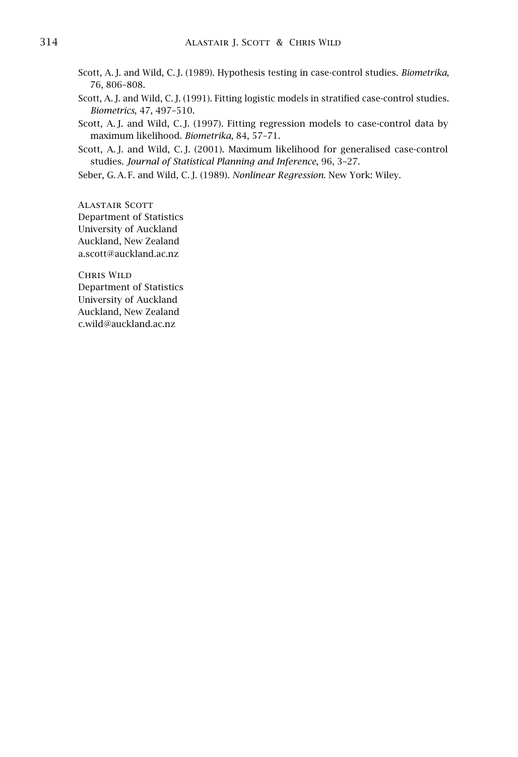Scott, A. J. and Wild, C. J. (1989). Hypothesis testing in case-control studies. *Biometrika*, 76, 806–808.

Scott, A. J. and Wild, C. J. (1991). Fitting logistic models in stratified case-control studies. *Biometrics*, 47, 497–510.

Scott, A. J. and Wild, C. J. (1997). Fitting regression models to case-control data by maximum likelihood. *Biometrika*, 84, 57–71.

Scott, A. J. and Wild, C. J. (2001). Maximum likelihood for generalised case-control studies. *Journal of Statistical Planning and Inference*, 96, 3–27.

Seber, G. A. F. and Wild, C. J. (1989). *Nonlinear Regression*. New York: Wiley.

Alastair Scott
Department of Statistics
University of Auckland
Auckland, New Zealand
a.scott@auckland.ac.nz

Chris Wild
Department of Statistics
University of Auckland
Auckland, New Zealand
c.wild@auckland.ac.nz